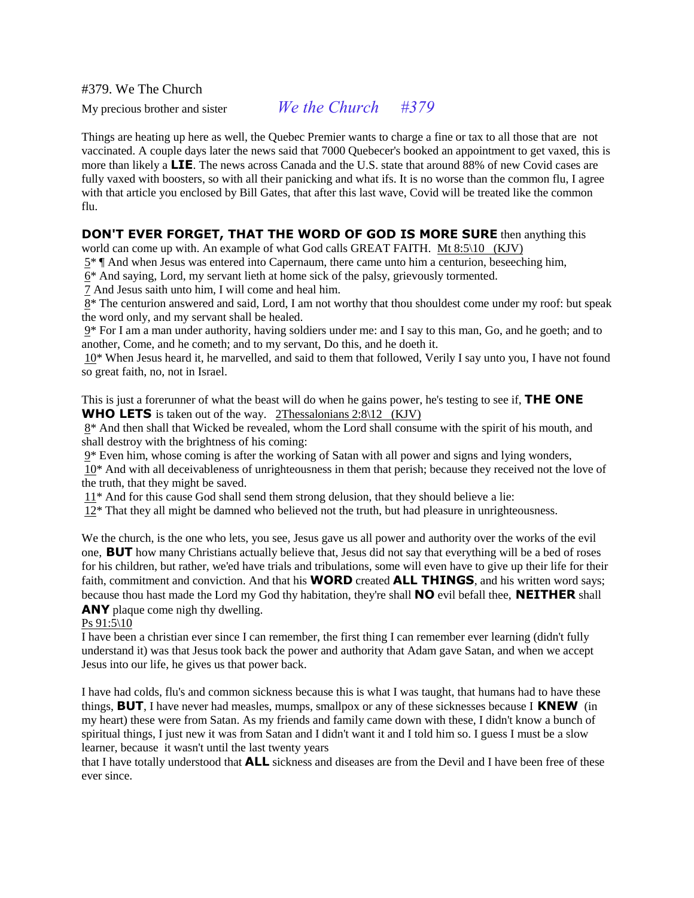#379. We The Church

My precious brother and sister *We the Church #379*

Things are heating up here as well, the Quebec Premier wants to charge a fine or tax to all those that are not vaccinated. A couple days later the news said that 7000 Quebecer's booked an appointment to get vaxed, this is more than likely a **LIE**. The news across Canada and the U.S. state that around 88% of new Covid cases are fully vaxed with boosters, so with all their panicking and what ifs. It is no worse than the common flu, I agree with that article you enclosed by Bill Gates, that after this last wave, Covid will be treated like the common flu.

**DON'T EVER FORGET, THAT THE WORD OF GOD IS MORE SURE** then anything this world can come up with. An example of what God calls GREAT FAITH. Mt 8:5\10 (KJV)

5* ¶ And when Jesus was entered into Capernaum, there came unto him a centurion, beseeching him,
6* And saying, Lord, my servant lieth at home sick of the palsy, grievously tormented.
7 And Jesus saith unto him, I will come and heal him.
8* The centurion answered and said, Lord, I am not worthy that thou shouldest come under my roof: but speak the word only, and my servant shall be healed.
9* For I am a man under authority, having soldiers under me: and I say to this man, Go, and he goeth; and to another, Come, and he cometh; and to my servant, Do this, and he doeth it.
10* When Jesus heard it, he marvelled, and said to them that followed, Verily I say unto you, I have not found so great faith, no, not in Israel.

This is just a forerunner of what the beast will do when he gains power, he's testing to see if, **THE ONE WHO LETS** is taken out of the way. 2Thessalonians 2:8\12 (KJV)

8* And then shall that Wicked be revealed, whom the Lord shall consume with the spirit of his mouth, and shall destroy with the brightness of his coming:
9* Even him, whose coming is after the working of Satan with all power and signs and lying wonders,
10* And with all deceivableness of unrighteousness in them that perish; because they received not the love of the truth, that they might be saved.
11* And for this cause God shall send them strong delusion, that they should believe a lie:
12* That they all might be damned who believed not the truth, but had pleasure in unrighteousness.

We the church, is the one who lets, you see, Jesus gave us all power and authority over the works of the evil one, **BUT** how many Christians actually believe that, Jesus did not say that everything will be a bed of roses for his children, but rather, we'ed have trials and tribulations, some will even have to give up their life for their faith, commitment and conviction. And that his **WORD** created **ALL THINGS**, and his written word says; because thou hast made the Lord my God thy habitation, they're shall **NO** evil befall thee, **NEITHER** shall **ANY** plaque come nigh thy dwelling.
Ps 91:5\10

I have been a christian ever since I can remember, the first thing I can remember ever learning (didn't fully understand it) was that Jesus took back the power and authority that Adam gave Satan, and when we accept Jesus into our life, he gives us that power back.

I have had colds, flu's and common sickness because this is what I was taught, that humans had to have these things, **BUT**, I have never had measles, mumps, smallpox or any of these sicknesses because I **KNEW** (in my heart) these were from Satan. As my friends and family came down with these, I didn't know a bunch of spiritual things, I just new it was from Satan and I didn't want it and I told him so. I guess I must be a slow learner, because it wasn't until the last twenty years that I have totally understood that **ALL** sickness and diseases are from the Devil and I have been free of these ever since.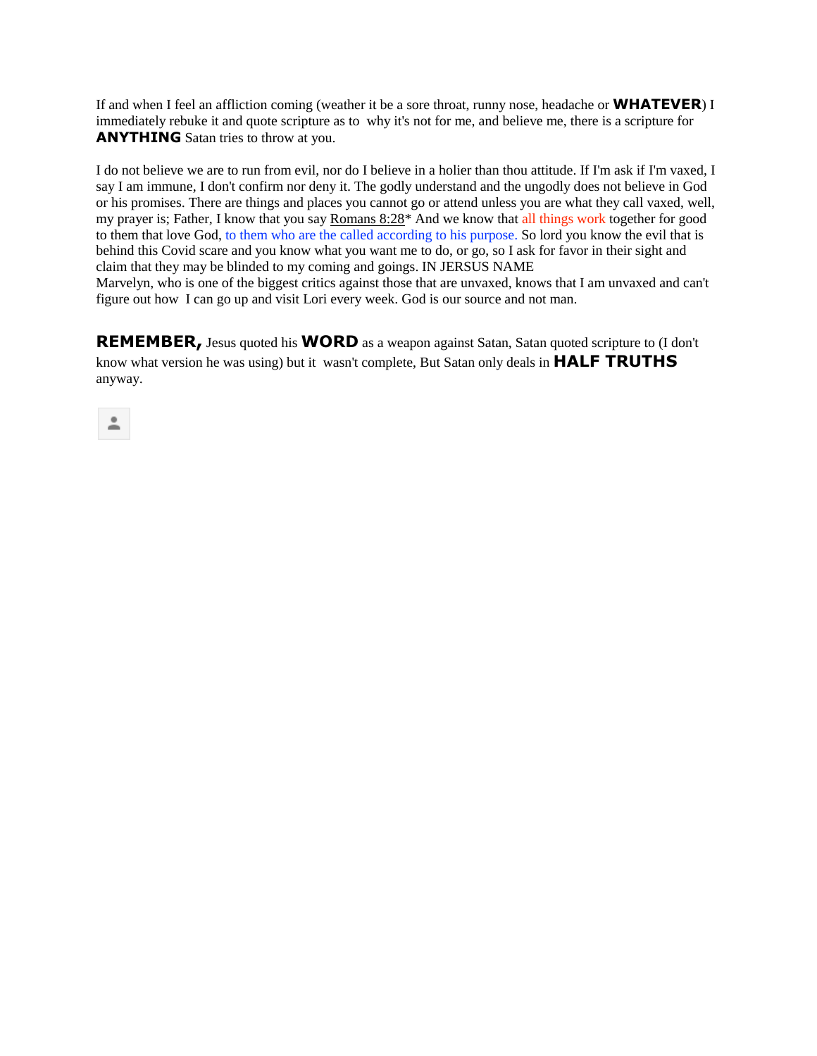If and when I feel an affliction coming (weather it be a sore throat, runny nose, headache or **WHATEVER**) I immediately rebuke it and quote scripture as to  why it's not for me, and believe me, there is a scripture for **ANYTHING** Satan tries to throw at you.

I do not believe we are to run from evil, nor do I believe in a holier than thou attitude. If I'm ask if I'm vaxed, I say I am immune, I don't confirm nor deny it. The godly understand and the ungodly does not believe in God or his promises. There are things and places you cannot go or attend unless you are what they call vaxed, well, my prayer is; Father, I know that you say Romans 8:28* And we know that all things work together for good to them that love God, to them who are the called according to his purpose. So lord you know the evil that is behind this Covid scare and you know what you want me to do, or go, so I ask for favor in their sight and claim that they may be blinded to my coming and goings. IN JERSUS NAME
Marvelyn, who is one of the biggest critics against those that are unvaxed, knows that I am unvaxed and can't figure out how  I can go up and visit Lori every week. God is our source and not man.

**REMEMBER,** Jesus quoted his **WORD** as a weapon against Satan, Satan quoted scripture to (I don't know what version he was using) but it  wasn't complete, But Satan only deals in **HALF TRUTHS** anyway.